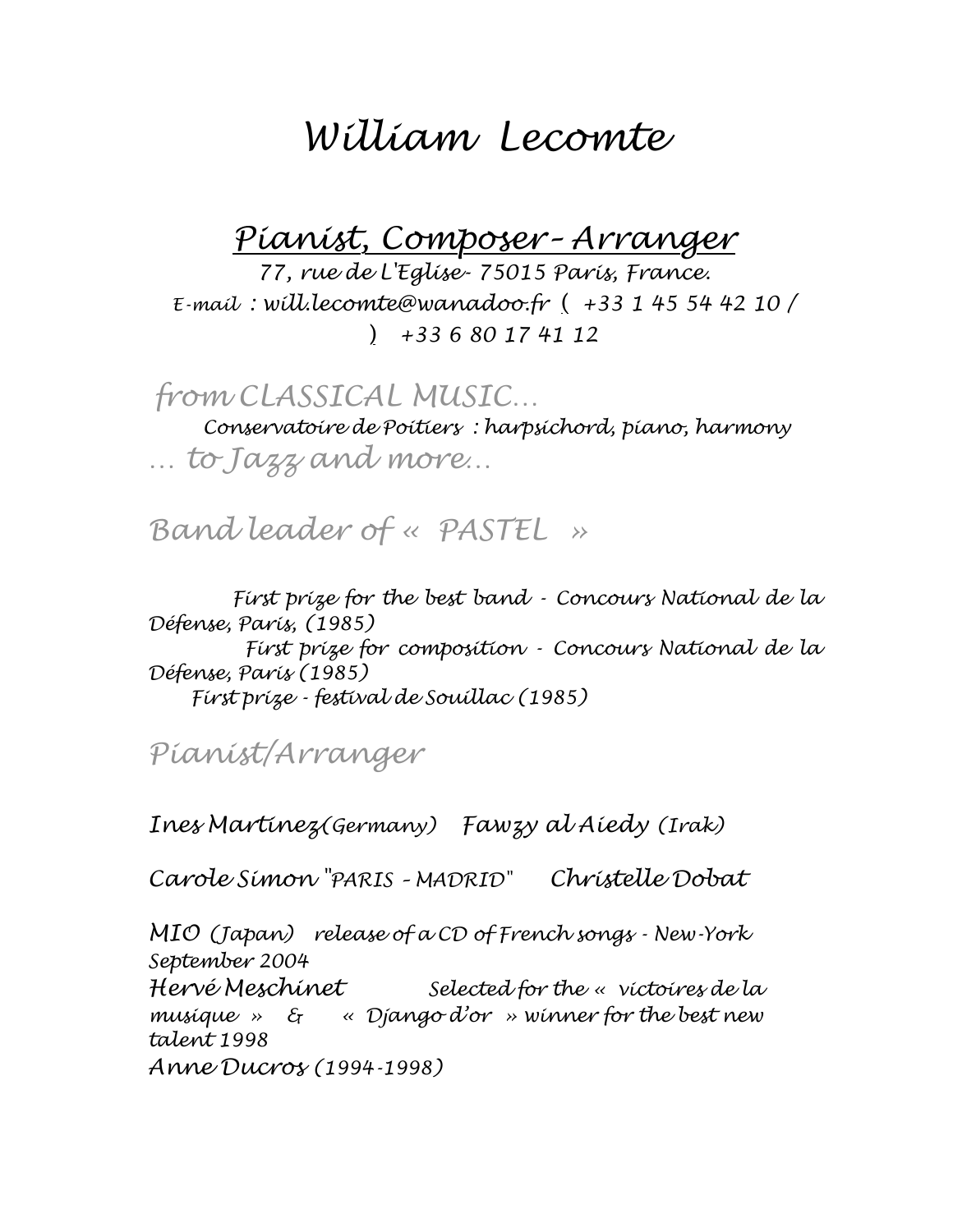# William Lecomte

## Pianist, Composer– Arranger

77, rue de L'Eglise- 75015 Paris, France.
E-mail : will.lecomte@wanadoo.fr ( +33 1 45 54 42 10 / ) +33 6 80 17 41 12

## from CLASSICAL MUSIC…

Conservatoire de Poitiers : harpsichord, piano, harmony

## … to Jazz and more…

## Band leader of « PASTEL »

First prize for the best band - Concours National de la Défense, Paris, (1985)
First prize for composition - Concours National de la Défense, Paris (1985)
First prize - festival de Souillac (1985)

## Pianist/Arranger

Ines Martinez (Germany) Fawzy al Aiedy (Irak)

Carole Simon "PARIS – MADRID" Christelle Dobat

MIO (Japan) release of a CD of French songs - New-York September 2004
Hervé Meschinet Selected for the « victoires de la musique » & « Django d'or » winner for the best new talent 1998
Anne Ducros (1994-1998)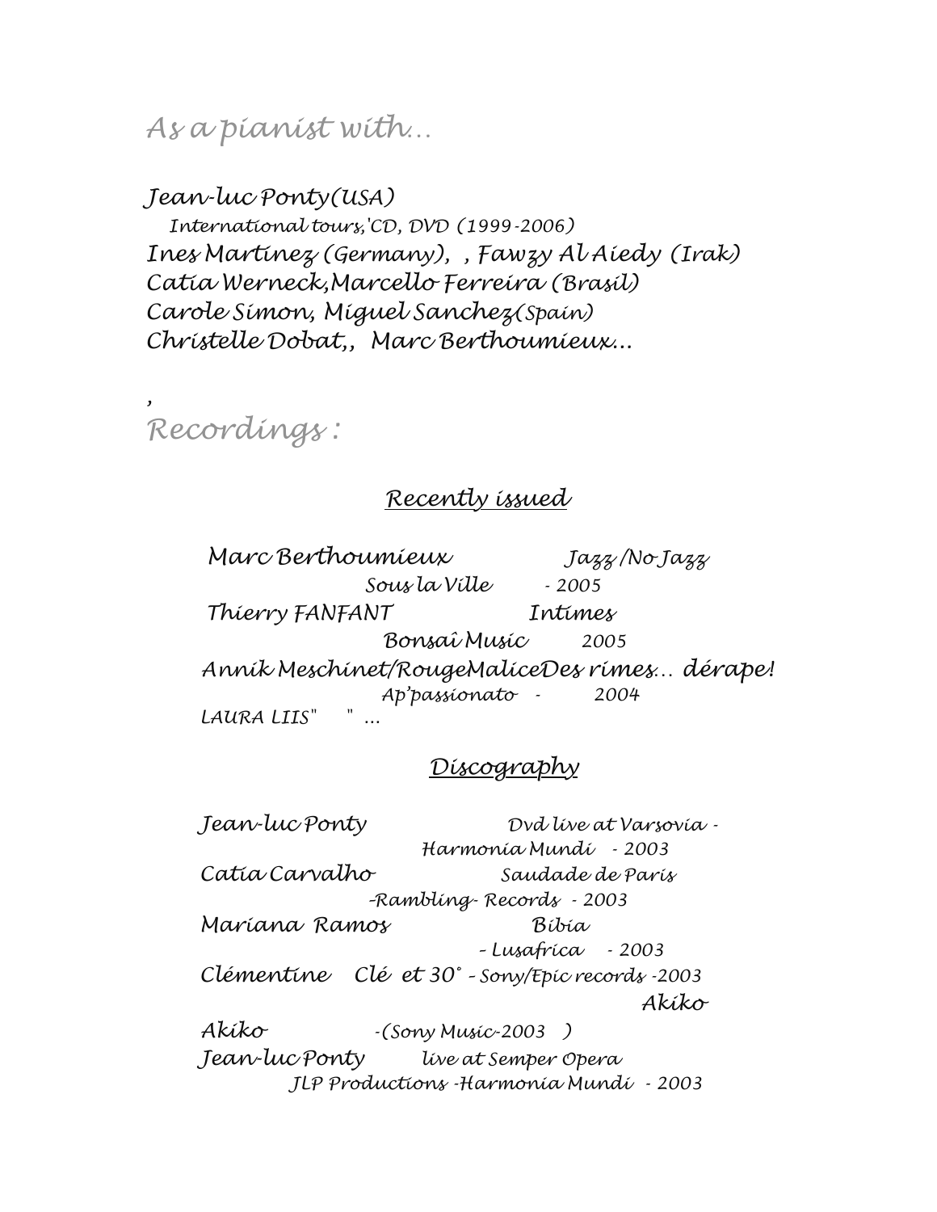## As a pianist with…

Jean-luc Ponty(USA)
International tours,'CD, DVD (1999-2006)
Ines Martinez (Germany), , Fawzy Al Aiedy (Irak)
Catia Werneck,Marcello Ferreira (Brasil)
Carole Simon, Miguel Sanchez(Spain)
Christelle Dobat,, Marc Berthoumieux…

,

## Recordings :

### Recently issued

Marc Berthoumieux Jazz /No Jazz
Sous la Ville - 2005
Thierry FANFANT Intimes
Bonsaï Music 2005
Annik Meschinet/RougeMaliceDes rimes… dérape!
Ap'passionato - 2004
LAURA LIIS" " …

### Discography

Jean-luc Ponty Dvd live at Varsovia -
Harmonia Mundi - 2003
Catia Carvalho Saudade de Paris
-Rambling- Records - 2003
Mariana Ramos Bibia
– Lusafrica - 2003
Clémentine Clé et 30° – Sony/Epic records -2003
Akiko
Akiko -(Sony Music-2003 )
Jean-luc Ponty live at Semper Opera
JLP Productions -Harmonia Mundi - 2003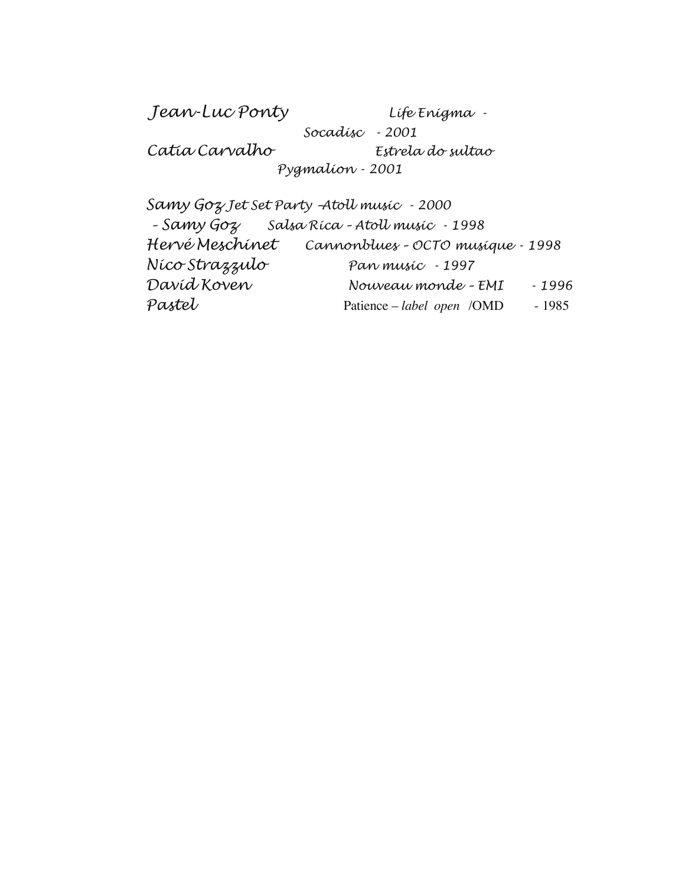Jean-Luc Ponty Life Enigma -  
Socadisc - 2001  
Catia Carvalho Estrela do sultao  
Pygmalion - 2001

Samy Goz Jet Set Party -Atoll music - 2000  
- Samy Goz Salsa Rica – Atoll music - 1998  
Hervé Meschinet Cannonblues – OCTO musique - 1998  
Nico Strazzulo Pan music - 1997  
David Koven Nouveau monde – EMI - 1996  
Pastel Patience – *label open* /OMD - 1985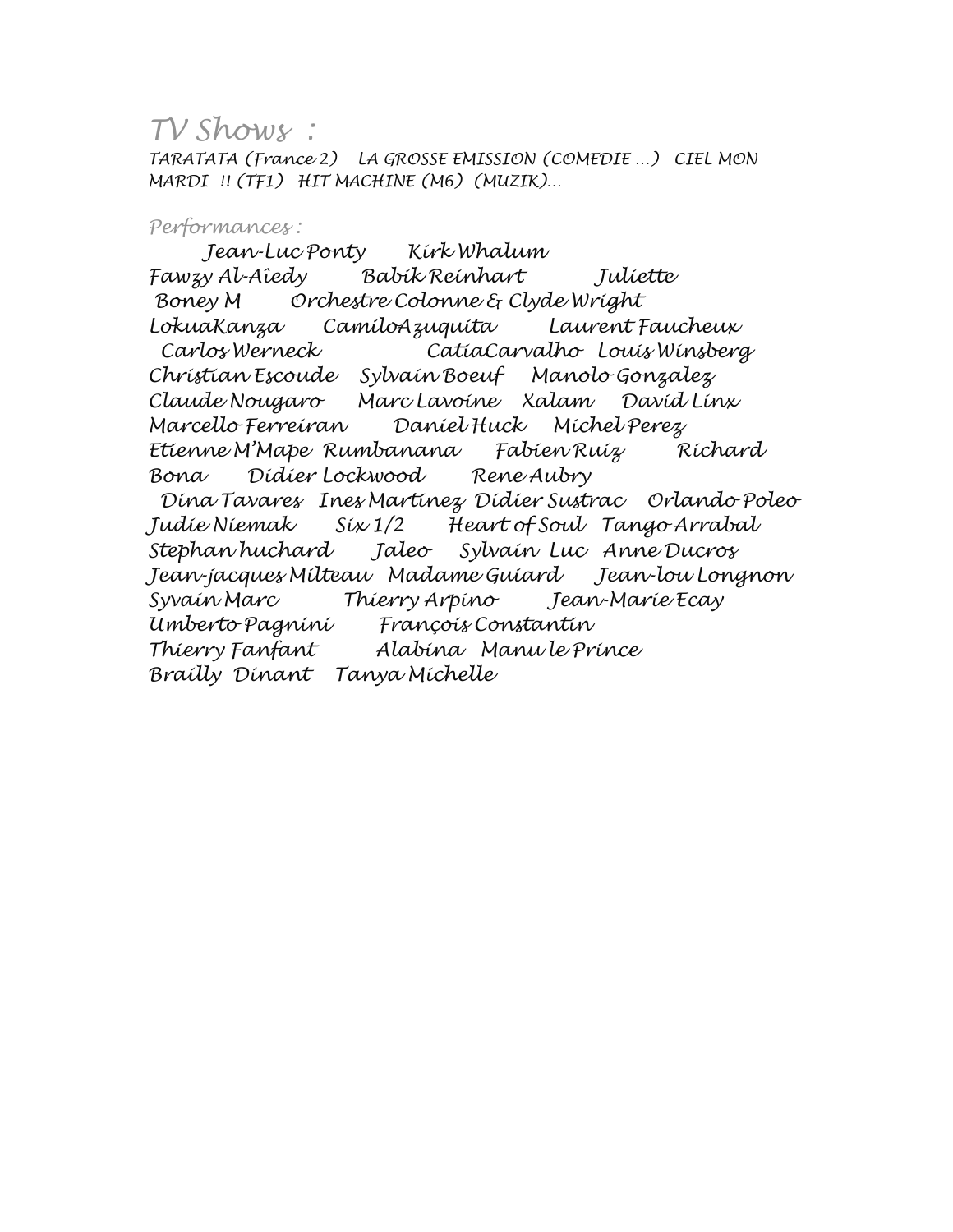## TV Shows :

TARATATA (France 2) LA GROSSE EMISSION (COMEDIE ...) CIEL MON MARDI !! (TF1) HIT MACHINE (M6) (MUZIK)...

### Performances :

Jean-Luc Ponty Kirk Whalum
Fawzy Al-Aïedy Babik Reinhart Juliette
Boney M Orchestre Colonne & Clyde Wright
LokuaKanza CamiloAzuquita Laurent Faucheux
Carlos Werneck CatiaCarvalho Louis Winsberg
Christian Escoude Sylvain Boeuf Manolo Gonzalez
Claude Nougaro Marc Lavoine Xalam David Linx
Marcello Ferreiran Daniel Huck Michel Perez
Etienne M'Mape Rumbanana Fabien Ruiz Richard Bona Didier Lockwood Rene Aubry
Dina Tavares Ines Martinez Didier Sustrac Orlando Poleo
Judie Niemak Six 1/2 Heart of Soul Tango Arrabal
Stephan huchard Jaleo Sylvain Luc Anne Ducros
Jean-jacques Milteau Madame Guiard Jean-lou Longnon
Syvain Marc Thierry Arpino Jean-Marie Ecay
Umberto Pagnini François Constantin
Thierry Fanfant Alabina Manu le Prince
Brailly Dinant Tanya Michelle